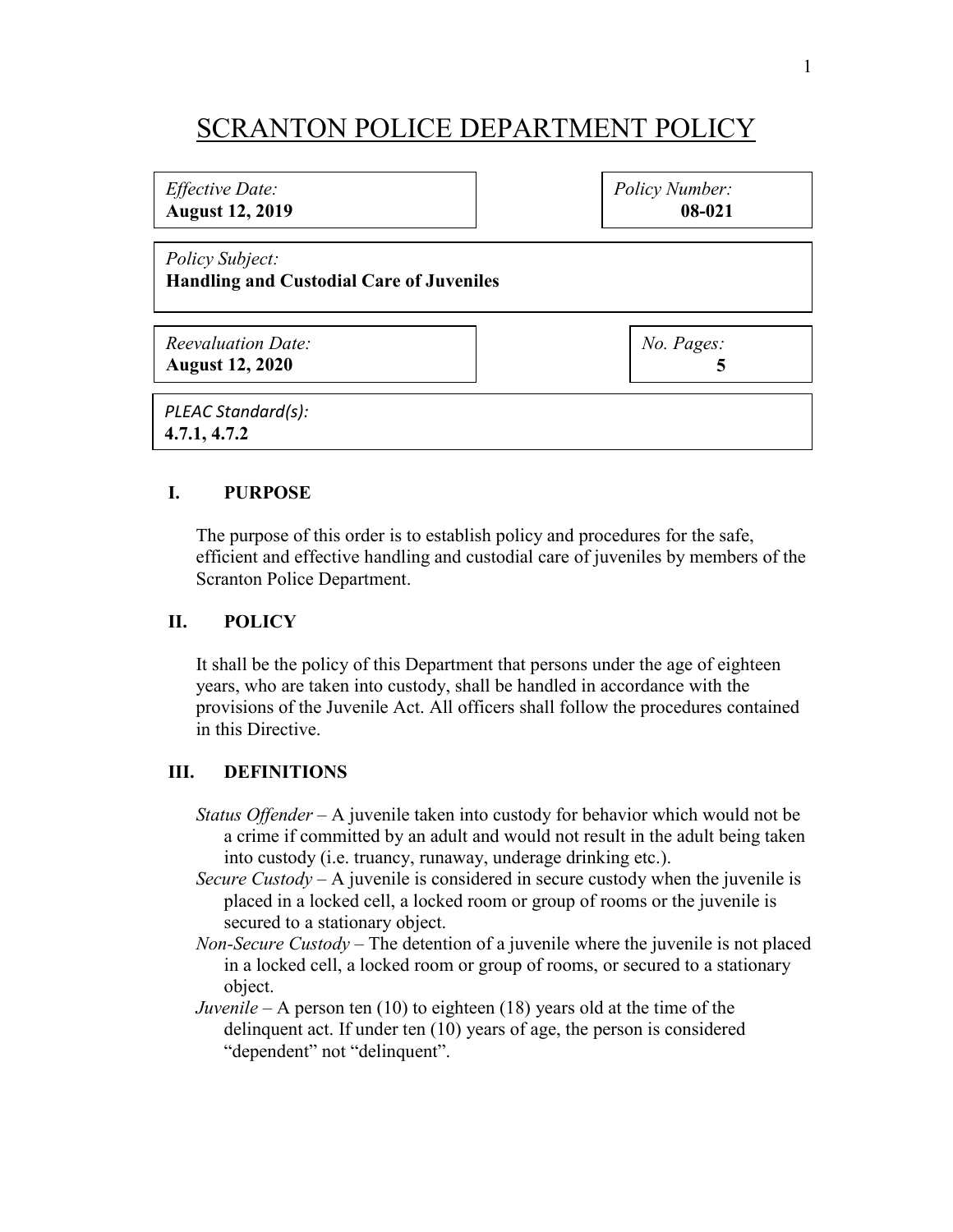# SCRANTON POLICE DEPARTMENT POLICY

| *Effective Date:* **August 12, 2019** | *Policy Number:* **08-021** |
|---|---|
| *Policy Subject:* **Handling and Custodial Care of Juveniles** | |
| *Reevaluation Date:* **August 12, 2020** | *No. Pages:* **5** |
| *PLEAC Standard(s):* **4.7.1, 4.7.2** | |

## I. PURPOSE

The purpose of this order is to establish policy and procedures for the safe, efficient and effective handling and custodial care of juveniles by members of the Scranton Police Department.

## II. POLICY

It shall be the policy of this Department that persons under the age of eighteen years, who are taken into custody, shall be handled in accordance with the provisions of the Juvenile Act. All officers shall follow the procedures contained in this Directive.

## III. DEFINITIONS

*Status Offender* – A juvenile taken into custody for behavior which would not be a crime if committed by an adult and would not result in the adult being taken into custody (i.e. truancy, runaway, underage drinking etc.).

*Secure Custody* – A juvenile is considered in secure custody when the juvenile is placed in a locked cell, a locked room or group of rooms or the juvenile is secured to a stationary object.

*Non-Secure Custody* – The detention of a juvenile where the juvenile is not placed in a locked cell, a locked room or group of rooms, or secured to a stationary object.

*Juvenile* – A person ten (10) to eighteen (18) years old at the time of the delinquent act. If under ten (10) years of age, the person is considered "dependent" not "delinquent".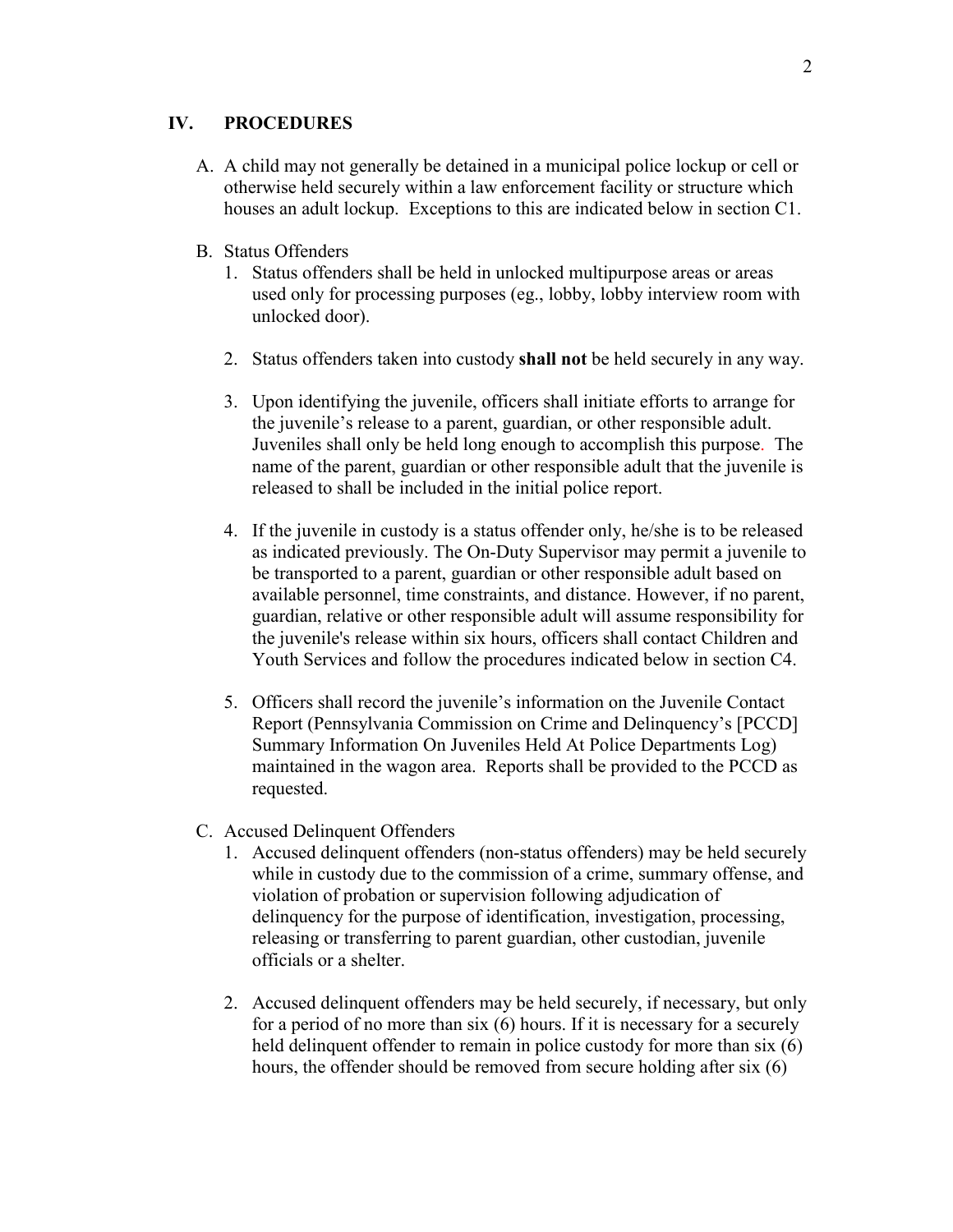## IV. PROCEDURES

A. A child may not generally be detained in a municipal police lockup or cell or otherwise held securely within a law enforcement facility or structure which houses an adult lockup. Exceptions to this are indicated below in section C1.

B. Status Offenders

1. Status offenders shall be held in unlocked multipurpose areas or areas used only for processing purposes (eg., lobby, lobby interview room with unlocked door).

2. Status offenders taken into custody **shall not** be held securely in any way.

3. Upon identifying the juvenile, officers shall initiate efforts to arrange for the juvenile's release to a parent, guardian, or other responsible adult. Juveniles shall only be held long enough to accomplish this purpose. The name of the parent, guardian or other responsible adult that the juvenile is released to shall be included in the initial police report.

4. If the juvenile in custody is a status offender only, he/she is to be released as indicated previously. The On-Duty Supervisor may permit a juvenile to be transported to a parent, guardian or other responsible adult based on available personnel, time constraints, and distance. However, if no parent, guardian, relative or other responsible adult will assume responsibility for the juvenile's release within six hours, officers shall contact Children and Youth Services and follow the procedures indicated below in section C4.

5. Officers shall record the juvenile's information on the Juvenile Contact Report (Pennsylvania Commission on Crime and Delinquency's [PCCD] Summary Information On Juveniles Held At Police Departments Log) maintained in the wagon area. Reports shall be provided to the PCCD as requested.

C. Accused Delinquent Offenders

1. Accused delinquent offenders (non-status offenders) may be held securely while in custody due to the commission of a crime, summary offense, and violation of probation or supervision following adjudication of delinquency for the purpose of identification, investigation, processing, releasing or transferring to parent guardian, other custodian, juvenile officials or a shelter.

2. Accused delinquent offenders may be held securely, if necessary, but only for a period of no more than six (6) hours. If it is necessary for a securely held delinquent offender to remain in police custody for more than six (6) hours, the offender should be removed from secure holding after six (6)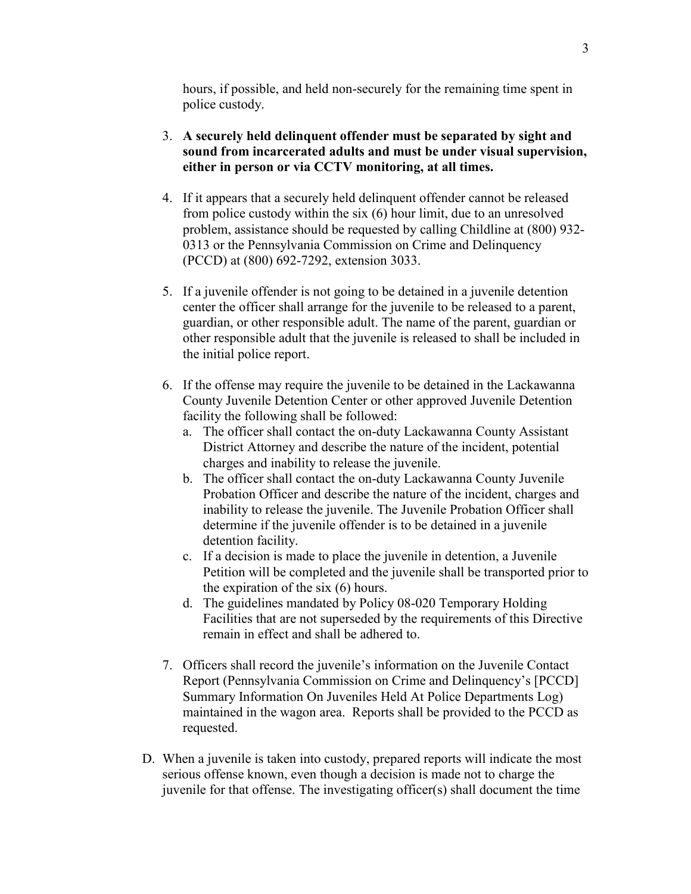hours, if possible, and held non-securely for the remaining time spent in police custody.

3. **A securely held delinquent offender must be separated by sight and sound from incarcerated adults and must be under visual supervision, either in person or via CCTV monitoring, at all times.**

4. If it appears that a securely held delinquent offender cannot be released from police custody within the six (6) hour limit, due to an unresolved problem, assistance should be requested by calling Childline at (800) 932-0313 or the Pennsylvania Commission on Crime and Delinquency (PCCD) at (800) 692-7292, extension 3033.

5. If a juvenile offender is not going to be detained in a juvenile detention center the officer shall arrange for the juvenile to be released to a parent, guardian, or other responsible adult. The name of the parent, guardian or other responsible adult that the juvenile is released to shall be included in the initial police report.

6. If the offense may require the juvenile to be detained in the Lackawanna County Juvenile Detention Center or other approved Juvenile Detention facility the following shall be followed:
   a. The officer shall contact the on-duty Lackawanna County Assistant District Attorney and describe the nature of the incident, potential charges and inability to release the juvenile.
   b. The officer shall contact the on-duty Lackawanna County Juvenile Probation Officer and describe the nature of the incident, charges and inability to release the juvenile. The Juvenile Probation Officer shall determine if the juvenile offender is to be detained in a juvenile detention facility.
   c. If a decision is made to place the juvenile in detention, a Juvenile Petition will be completed and the juvenile shall be transported prior to the expiration of the six (6) hours.
   d. The guidelines mandated by Policy 08-020 Temporary Holding Facilities that are not superseded by the requirements of this Directive remain in effect and shall be adhered to.

7. Officers shall record the juvenile's information on the Juvenile Contact Report (Pennsylvania Commission on Crime and Delinquency's [PCCD] Summary Information On Juveniles Held At Police Departments Log) maintained in the wagon area. Reports shall be provided to the PCCD as requested.

D. When a juvenile is taken into custody, prepared reports will indicate the most serious offense known, even though a decision is made not to charge the juvenile for that offense. The investigating officer(s) shall document the time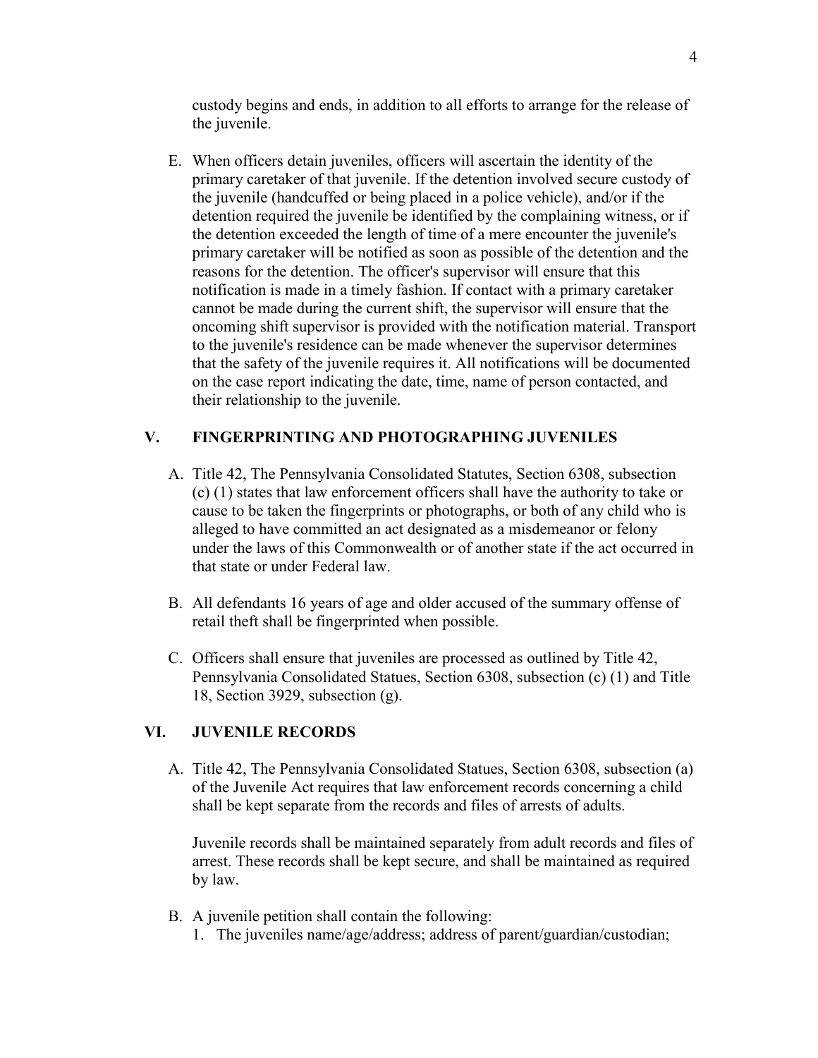custody begins and ends, in addition to all efforts to arrange for the release of the juvenile.

E. When officers detain juveniles, officers will ascertain the identity of the primary caretaker of that juvenile. If the detention involved secure custody of the juvenile (handcuffed or being placed in a police vehicle), and/or if the detention required the juvenile be identified by the complaining witness, or if the detention exceeded the length of time of a mere encounter the juvenile's primary caretaker will be notified as soon as possible of the detention and the reasons for the detention. The officer's supervisor will ensure that this notification is made in a timely fashion. If contact with a primary caretaker cannot be made during the current shift, the supervisor will ensure that the oncoming shift supervisor is provided with the notification material. Transport to the juvenile's residence can be made whenever the supervisor determines that the safety of the juvenile requires it. All notifications will be documented on the case report indicating the date, time, name of person contacted, and their relationship to the juvenile.

## V. FINGERPRINTING AND PHOTOGRAPHING JUVENILES

A. Title 42, The Pennsylvania Consolidated Statutes, Section 6308, subsection (c) (1) states that law enforcement officers shall have the authority to take or cause to be taken the fingerprints or photographs, or both of any child who is alleged to have committed an act designated as a misdemeanor or felony under the laws of this Commonwealth or of another state if the act occurred in that state or under Federal law.

B. All defendants 16 years of age and older accused of the summary offense of retail theft shall be fingerprinted when possible.

C. Officers shall ensure that juveniles are processed as outlined by Title 42, Pennsylvania Consolidated Statues, Section 6308, subsection (c) (1) and Title 18, Section 3929, subsection (g).

## VI. JUVENILE RECORDS

A. Title 42, The Pennsylvania Consolidated Statues, Section 6308, subsection (a) of the Juvenile Act requires that law enforcement records concerning a child shall be kept separate from the records and files of arrests of adults.

Juvenile records shall be maintained separately from adult records and files of arrest. These records shall be kept secure, and shall be maintained as required by law.

B. A juvenile petition shall contain the following:
   1. The juveniles name/age/address; address of parent/guardian/custodian;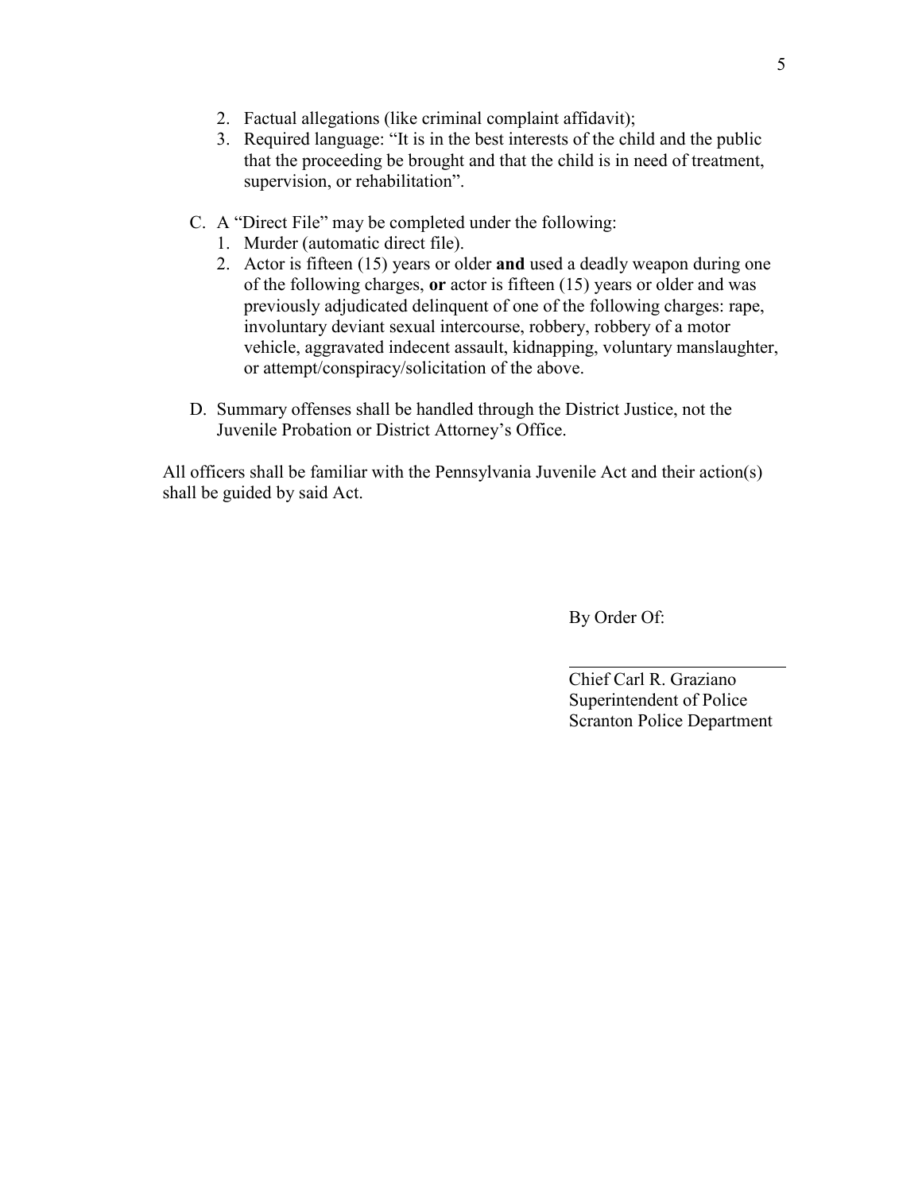2. Factual allegations (like criminal complaint affidavit);
   3. Required language: "It is in the best interests of the child and the public that the proceeding be brought and that the child is in need of treatment, supervision, or rehabilitation".

C. A "Direct File" may be completed under the following:
   1. Murder (automatic direct file).
   2. Actor is fifteen (15) years or older **and** used a deadly weapon during one of the following charges, **or** actor is fifteen (15) years or older and was previously adjudicated delinquent of one of the following charges: rape, involuntary deviant sexual intercourse, robbery, robbery of a motor vehicle, aggravated indecent assault, kidnapping, voluntary manslaughter, or attempt/conspiracy/solicitation of the above.

D. Summary offenses shall be handled through the District Justice, not the Juvenile Probation or District Attorney's Office.

All officers shall be familiar with the Pennsylvania Juvenile Act and their action(s) shall be guided by said Act.

By Order Of:

Chief Carl R. Graziano
Superintendent of Police
Scranton Police Department